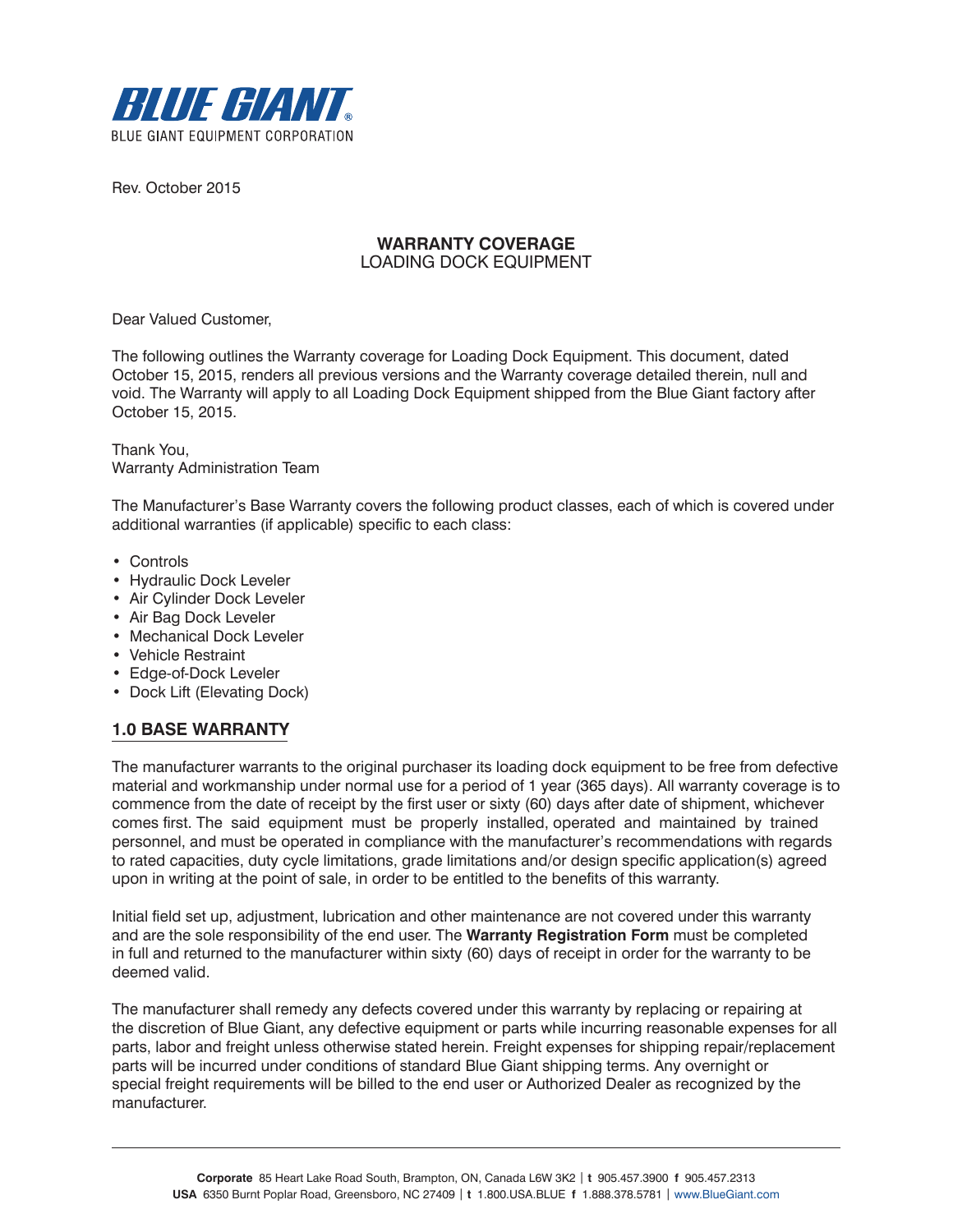**BLUE GIANT®**
BLUE GIANT EQUIPMENT CORPORATION

Rev. October 2015

## WARRANTY COVERAGE
LOADING DOCK EQUIPMENT

Dear Valued Customer,

The following outlines the Warranty coverage for Loading Dock Equipment. This document, dated October 15, 2015, renders all previous versions and the Warranty coverage detailed therein, null and void. The Warranty will apply to all Loading Dock Equipment shipped from the Blue Giant factory after October 15, 2015.

Thank You,
Warranty Administration Team

The Manufacturer's Base Warranty covers the following product classes, each of which is covered under additional warranties (if applicable) specific to each class:

- Controls
- Hydraulic Dock Leveler
- Air Cylinder Dock Leveler
- Air Bag Dock Leveler
- Mechanical Dock Leveler
- Vehicle Restraint
- Edge-of-Dock Leveler
- Dock Lift (Elevating Dock)

## 1.0 BASE WARRANTY

The manufacturer warrants to the original purchaser its loading dock equipment to be free from defective material and workmanship under normal use for a period of 1 year (365 days). All warranty coverage is to commence from the date of receipt by the first user or sixty (60) days after date of shipment, whichever comes first. The said equipment must be properly installed, operated and maintained by trained personnel, and must be operated in compliance with the manufacturer's recommendations with regards to rated capacities, duty cycle limitations, grade limitations and/or design specific application(s) agreed upon in writing at the point of sale, in order to be entitled to the benefits of this warranty.

Initial field set up, adjustment, lubrication and other maintenance are not covered under this warranty and are the sole responsibility of the end user. The **Warranty Registration Form** must be completed in full and returned to the manufacturer within sixty (60) days of receipt in order for the warranty to be deemed valid.

The manufacturer shall remedy any defects covered under this warranty by replacing or repairing at the discretion of Blue Giant, any defective equipment or parts while incurring reasonable expenses for all parts, labor and freight unless otherwise stated herein. Freight expenses for shipping repair/replacement parts will be incurred under conditions of standard Blue Giant shipping terms. Any overnight or special freight requirements will be billed to the end user or Authorized Dealer as recognized by the manufacturer.

**Corporate** 85 Heart Lake Road South, Brampton, ON, Canada L6W 3K2 | **t** 905.457.3900 **f** 905.457.2313
**USA** 6350 Burnt Poplar Road, Greensboro, NC 27409 | **t** 1.800.USA.BLUE **f** 1.888.378.5781 | www.BlueGiant.com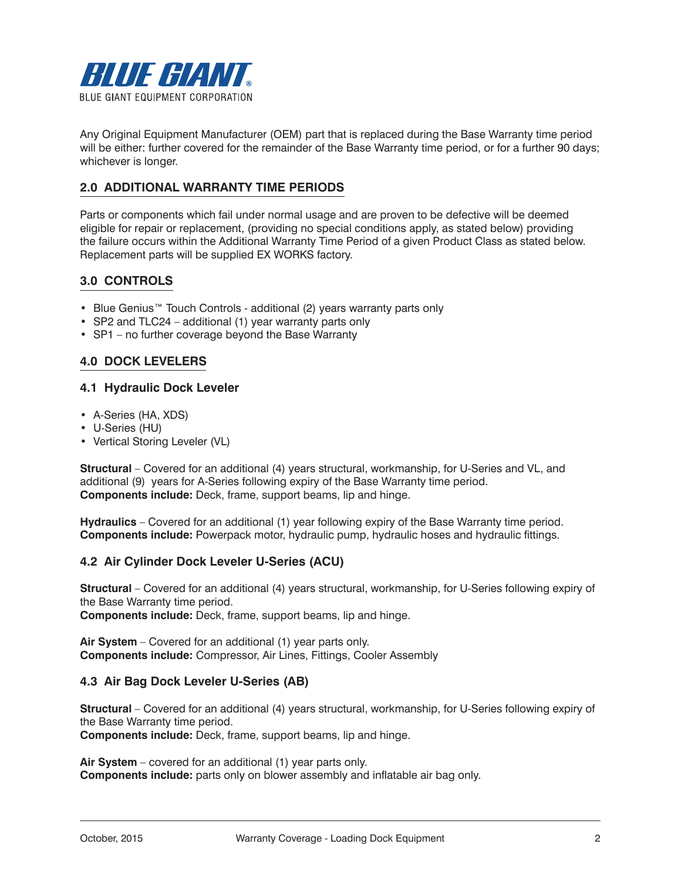Any Original Equipment Manufacturer (OEM) part that is replaced during the Base Warranty time period will be either: further covered for the remainder of the Base Warranty time period, or for a further 90 days; whichever is longer.

## 2.0 ADDITIONAL WARRANTY TIME PERIODS

Parts or components which fail under normal usage and are proven to be defective will be deemed eligible for repair or replacement, (providing no special conditions apply, as stated below) providing the failure occurs within the Additional Warranty Time Period of a given Product Class as stated below. Replacement parts will be supplied EX WORKS factory.

## 3.0 CONTROLS

- Blue Genius™ Touch Controls - additional (2) years warranty parts only
- SP2 and TLC24 – additional (1) year warranty parts only
- SP1 – no further coverage beyond the Base Warranty

## 4.0 DOCK LEVELERS

### 4.1 Hydraulic Dock Leveler

- A-Series (HA, XDS)
- U-Series (HU)
- Vertical Storing Leveler (VL)

**Structural** – Covered for an additional (4) years structural, workmanship, for U-Series and VL, and additional (9) years for A-Series following expiry of the Base Warranty time period.
**Components include:** Deck, frame, support beams, lip and hinge.

**Hydraulics** – Covered for an additional (1) year following expiry of the Base Warranty time period.
**Components include:** Powerpack motor, hydraulic pump, hydraulic hoses and hydraulic fittings.

### 4.2 Air Cylinder Dock Leveler U-Series (ACU)

**Structural** – Covered for an additional (4) years structural, workmanship, for U-Series following expiry of the Base Warranty time period.
**Components include:** Deck, frame, support beams, lip and hinge.

**Air System** – Covered for an additional (1) year parts only.
**Components include:** Compressor, Air Lines, Fittings, Cooler Assembly

### 4.3 Air Bag Dock Leveler U-Series (AB)

**Structural** – Covered for an additional (4) years structural, workmanship, for U-Series following expiry of the Base Warranty time period.
**Components include:** Deck, frame, support beams, lip and hinge.

**Air System** – covered for an additional (1) year parts only.
**Components include:** parts only on blower assembly and inflatable air bag only.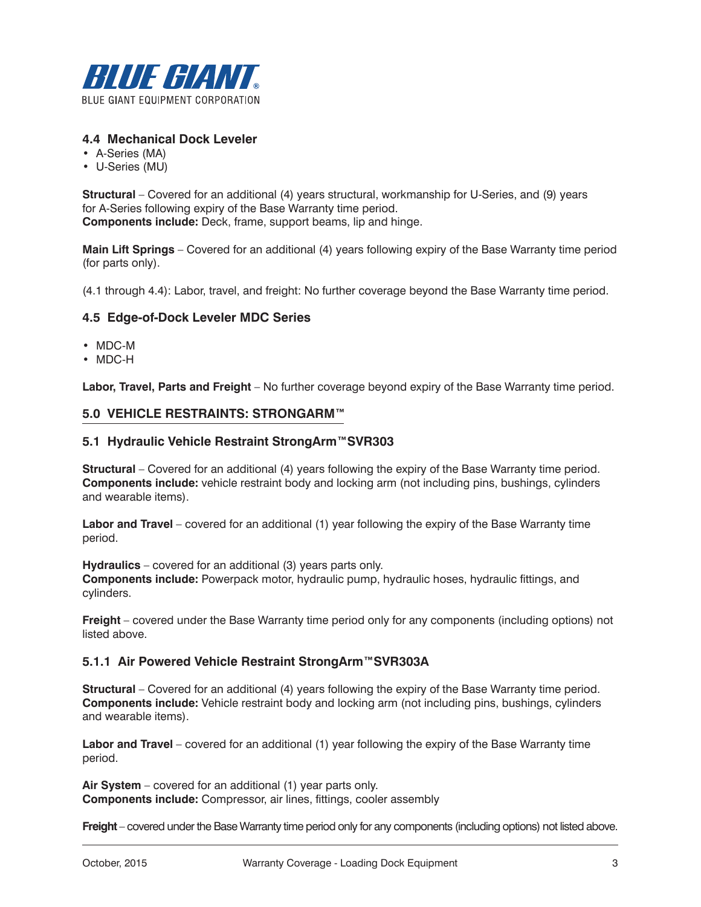### 4.4 Mechanical Dock Leveler

- A-Series (MA)
- U-Series (MU)

**Structural** – Covered for an additional (4) years structural, workmanship for U-Series, and (9) years for A-Series following expiry of the Base Warranty time period.
**Components include:** Deck, frame, support beams, lip and hinge.

**Main Lift Springs** – Covered for an additional (4) years following expiry of the Base Warranty time period (for parts only).

(4.1 through 4.4): Labor, travel, and freight: No further coverage beyond the Base Warranty time period.

### 4.5 Edge-of-Dock Leveler MDC Series

- MDC-M
- MDC-H

**Labor, Travel, Parts and Freight** – No further coverage beyond expiry of the Base Warranty time period.

## 5.0 VEHICLE RESTRAINTS: STRONGARM™

### 5.1 Hydraulic Vehicle Restraint StrongArm™SVR303

**Structural** – Covered for an additional (4) years following the expiry of the Base Warranty time period.
**Components include:** vehicle restraint body and locking arm (not including pins, bushings, cylinders and wearable items).

**Labor and Travel** – covered for an additional (1) year following the expiry of the Base Warranty time period.

**Hydraulics** – covered for an additional (3) years parts only.
**Components include:** Powerpack motor, hydraulic pump, hydraulic hoses, hydraulic fittings, and cylinders.

**Freight** – covered under the Base Warranty time period only for any components (including options) not listed above.

### 5.1.1 Air Powered Vehicle Restraint StrongArm™SVR303A

**Structural** – Covered for an additional (4) years following the expiry of the Base Warranty time period.
**Components include:** Vehicle restraint body and locking arm (not including pins, bushings, cylinders and wearable items).

**Labor and Travel** – covered for an additional (1) year following the expiry of the Base Warranty time period.

**Air System** – covered for an additional (1) year parts only.
**Components include:** Compressor, air lines, fittings, cooler assembly

**Freight** – covered under the Base Warranty time period only for any components (including options) not listed above.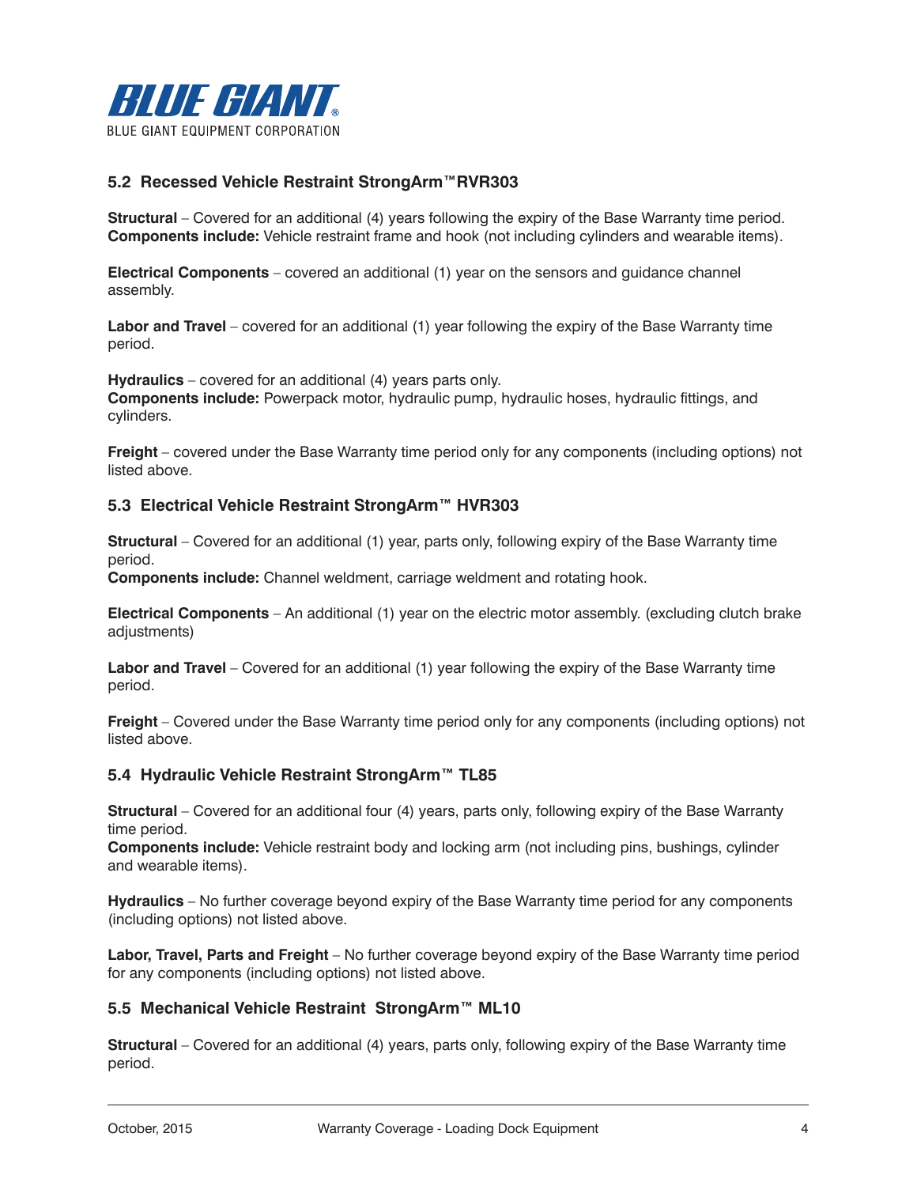## 5.2 Recessed Vehicle Restraint StrongArm™RVR303

**Structural** – Covered for an additional (4) years following the expiry of the Base Warranty time period.
**Components include:** Vehicle restraint frame and hook (not including cylinders and wearable items).

**Electrical Components** – covered an additional (1) year on the sensors and guidance channel assembly.

**Labor and Travel** – covered for an additional (1) year following the expiry of the Base Warranty time period.

**Hydraulics** – covered for an additional (4) years parts only.
**Components include:** Powerpack motor, hydraulic pump, hydraulic hoses, hydraulic fittings, and cylinders.

**Freight** – covered under the Base Warranty time period only for any components (including options) not listed above.

## 5.3 Electrical Vehicle Restraint StrongArm™ HVR303

**Structural** – Covered for an additional (1) year, parts only, following expiry of the Base Warranty time period.
**Components include:** Channel weldment, carriage weldment and rotating hook.

**Electrical Components** – An additional (1) year on the electric motor assembly. (excluding clutch brake adjustments)

**Labor and Travel** – Covered for an additional (1) year following the expiry of the Base Warranty time period.

**Freight** – Covered under the Base Warranty time period only for any components (including options) not listed above.

## 5.4 Hydraulic Vehicle Restraint StrongArm™ TL85

**Structural** – Covered for an additional four (4) years, parts only, following expiry of the Base Warranty time period.
**Components include:** Vehicle restraint body and locking arm (not including pins, bushings, cylinder and wearable items).

**Hydraulics** – No further coverage beyond expiry of the Base Warranty time period for any components (including options) not listed above.

**Labor, Travel, Parts and Freight** – No further coverage beyond expiry of the Base Warranty time period for any components (including options) not listed above.

## 5.5 Mechanical Vehicle Restraint StrongArm™ ML10

**Structural** – Covered for an additional (4) years, parts only, following expiry of the Base Warranty time period.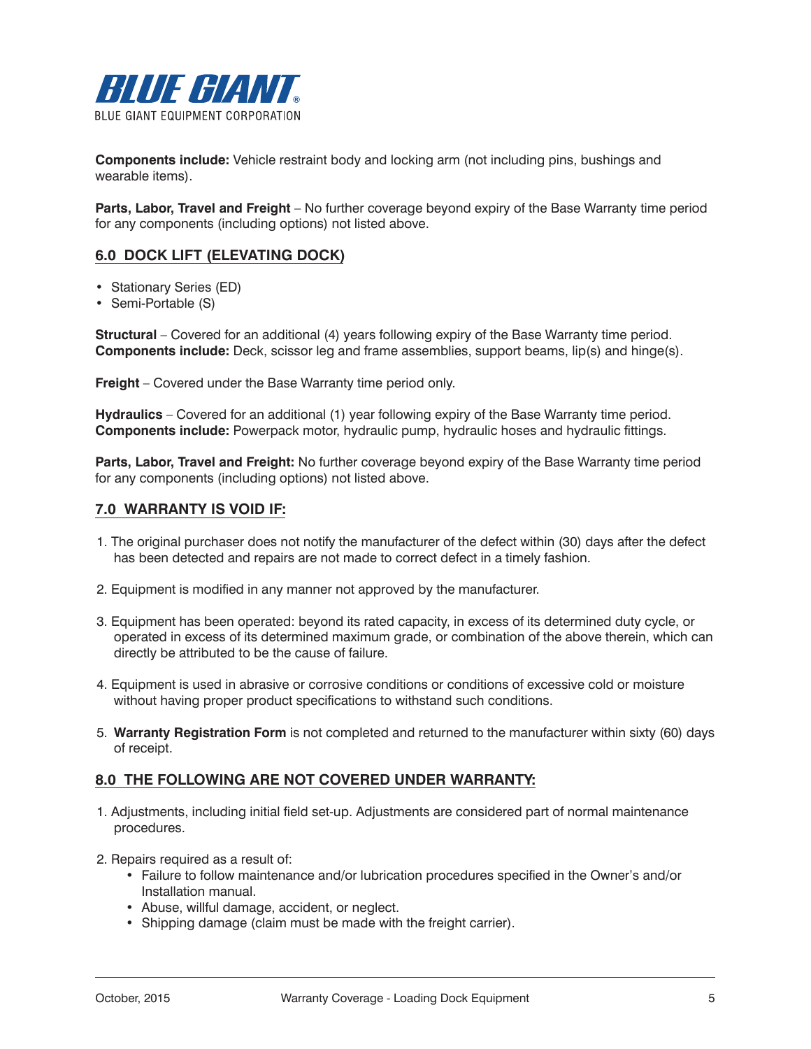**Components include:** Vehicle restraint body and locking arm (not including pins, bushings and wearable items).

**Parts, Labor, Travel and Freight** – No further coverage beyond expiry of the Base Warranty time period for any components (including options) not listed above.

## 6.0 DOCK LIFT (ELEVATING DOCK)

- Stationary Series (ED)
- Semi-Portable (S)

**Structural** – Covered for an additional (4) years following expiry of the Base Warranty time period.
**Components include:** Deck, scissor leg and frame assemblies, support beams, lip(s) and hinge(s).

**Freight** – Covered under the Base Warranty time period only.

**Hydraulics** – Covered for an additional (1) year following expiry of the Base Warranty time period.
**Components include:** Powerpack motor, hydraulic pump, hydraulic hoses and hydraulic fittings.

**Parts, Labor, Travel and Freight:** No further coverage beyond expiry of the Base Warranty time period for any components (including options) not listed above.

## 7.0 WARRANTY IS VOID IF:

1. The original purchaser does not notify the manufacturer of the defect within (30) days after the defect has been detected and repairs are not made to correct defect in a timely fashion.

2. Equipment is modified in any manner not approved by the manufacturer.

3. Equipment has been operated: beyond its rated capacity, in excess of its determined duty cycle, or operated in excess of its determined maximum grade, or combination of the above therein, which can directly be attributed to be the cause of failure.

4. Equipment is used in abrasive or corrosive conditions or conditions of excessive cold or moisture without having proper product specifications to withstand such conditions.

5. **Warranty Registration Form** is not completed and returned to the manufacturer within sixty (60) days of receipt.

## 8.0 THE FOLLOWING ARE NOT COVERED UNDER WARRANTY:

1. Adjustments, including initial field set-up. Adjustments are considered part of normal maintenance procedures.

2. Repairs required as a result of:
   - Failure to follow maintenance and/or lubrication procedures specified in the Owner's and/or Installation manual.
   - Abuse, willful damage, accident, or neglect.
   - Shipping damage (claim must be made with the freight carrier).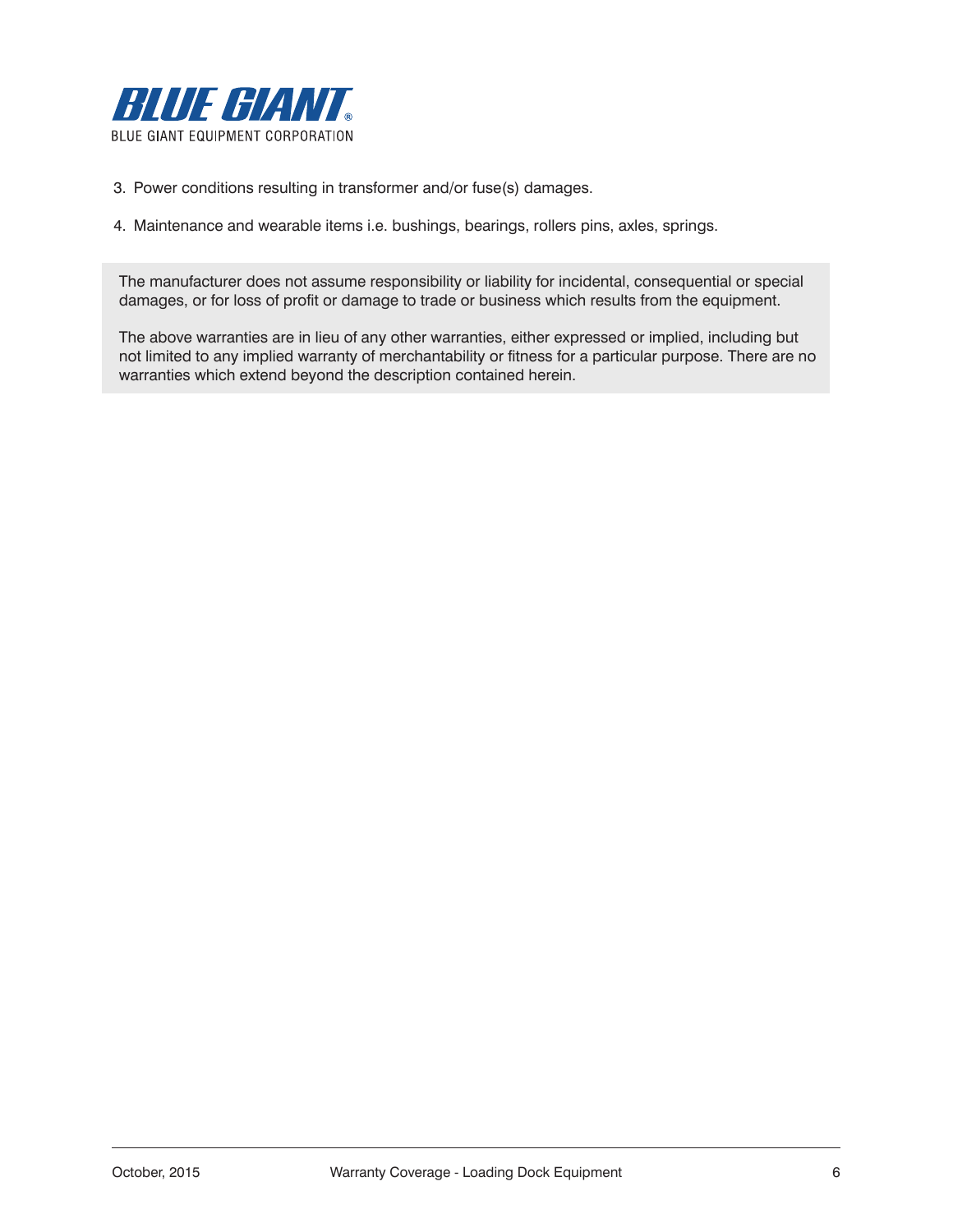3. Power conditions resulting in transformer and/or fuse(s) damages.

4. Maintenance and wearable items i.e. bushings, bearings, rollers pins, axles, springs.

The manufacturer does not assume responsibility or liability for incidental, consequential or special damages, or for loss of profit or damage to trade or business which results from the equipment.

The above warranties are in lieu of any other warranties, either expressed or implied, including but not limited to any implied warranty of merchantability or fitness for a particular purpose. There are no warranties which extend beyond the description contained herein.